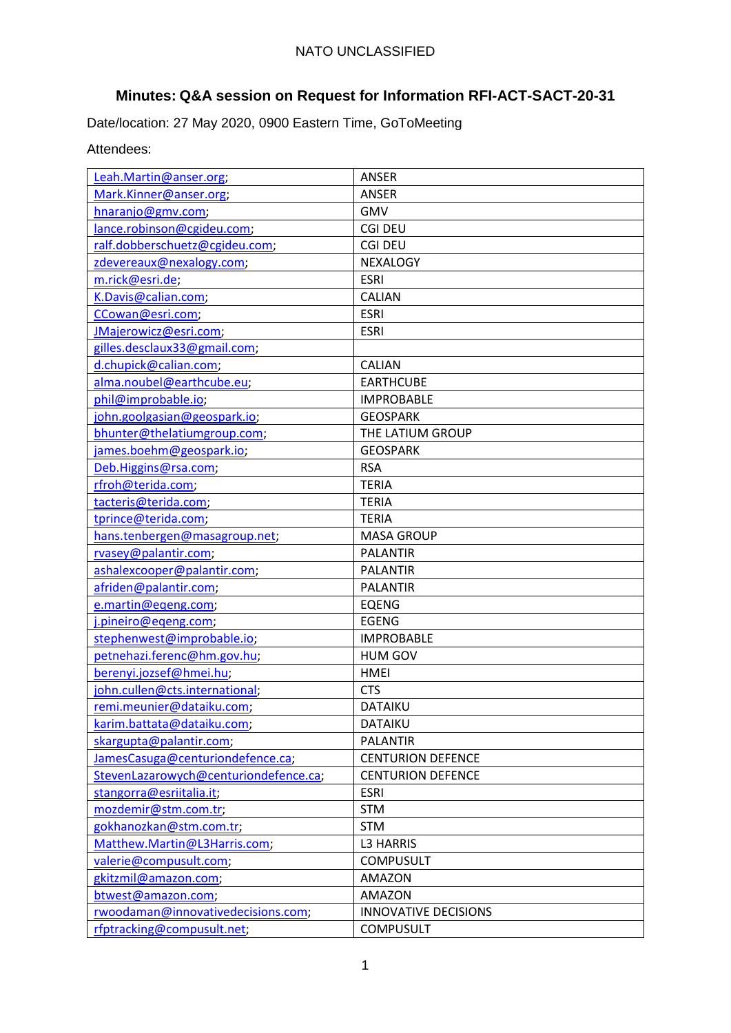# Minutes: Q&A session on Request for Information RFI-ACT-SACT-20-31

Date/location: 27 May 2020, 0900 Eastern Time, GoToMeeting

Attendees:

| | |
|---|---|
| Leah.Martin@anser.org; | ANSER |
| Mark.Kinner@anser.org; | ANSER |
| hnaranjo@gmv.com; | GMV |
| lance.robinson@cgideu.com; | CGI DEU |
| ralf.dobberschuetz@cgideu.com; | CGI DEU |
| zdevereaux@nexalogy.com; | NEXALOGY |
| m.rick@esri.de; | ESRI |
| K.Davis@calian.com; | CALIAN |
| CCowan@esri.com; | ESRI |
| JMajerowicz@esri.com; | ESRI |
| gilles.desclaux33@gmail.com; | |
| d.chupick@calian.com; | CALIAN |
| alma.noubel@earthcube.eu; | EARTHCUBE |
| phil@improbable.io; | IMPROBABLE |
| john.goolgasian@geospark.io; | GEOSPARK |
| bhunter@thelatiumgroup.com; | THE LATIUM GROUP |
| james.boehm@geospark.io; | GEOSPARK |
| Deb.Higgins@rsa.com; | RSA |
| rfroh@terida.com; | TERIA |
| tacteris@terida.com; | TERIA |
| tprince@terida.com; | TERIA |
| hans.tenbergen@masagroup.net; | MASA GROUP |
| rvasey@palantir.com; | PALANTIR |
| ashalexcooper@palantir.com; | PALANTIR |
| afriden@palantir.com; | PALANTIR |
| e.martin@eqeng.com; | EQENG |
| j.pineiro@eqeng.com; | EGENG |
| stephenwest@improbable.io; | IMPROBABLE |
| petnehazi.ferenc@hm.gov.hu; | HUM GOV |
| berenyi.jozsef@hmei.hu; | HMEI |
| john.cullen@cts.international; | CTS |
| remi.meunier@dataiku.com; | DATAIKU |
| karim.battata@dataiku.com; | DATAIKU |
| skargupta@palantir.com; | PALANTIR |
| JamesCasuga@centuriondefence.ca; | CENTURION DEFENCE |
| StevenLazarowych@centuriondefence.ca; | CENTURION DEFENCE |
| stangorra@esriitalia.it; | ESRI |
| mozdemir@stm.com.tr; | STM |
| gokhanozkan@stm.com.tr; | STM |
| Matthew.Martin@L3Harris.com; | L3 HARRIS |
| valerie@compusult.com; | COMPUSULT |
| gkitzmil@amazon.com; | AMAZON |
| btwest@amazon.com; | AMAZON |
| rwoodaman@innovativedecisions.com; | INNOVATIVE DECISIONS |
| rfptracking@compusult.net; | COMPUSULT |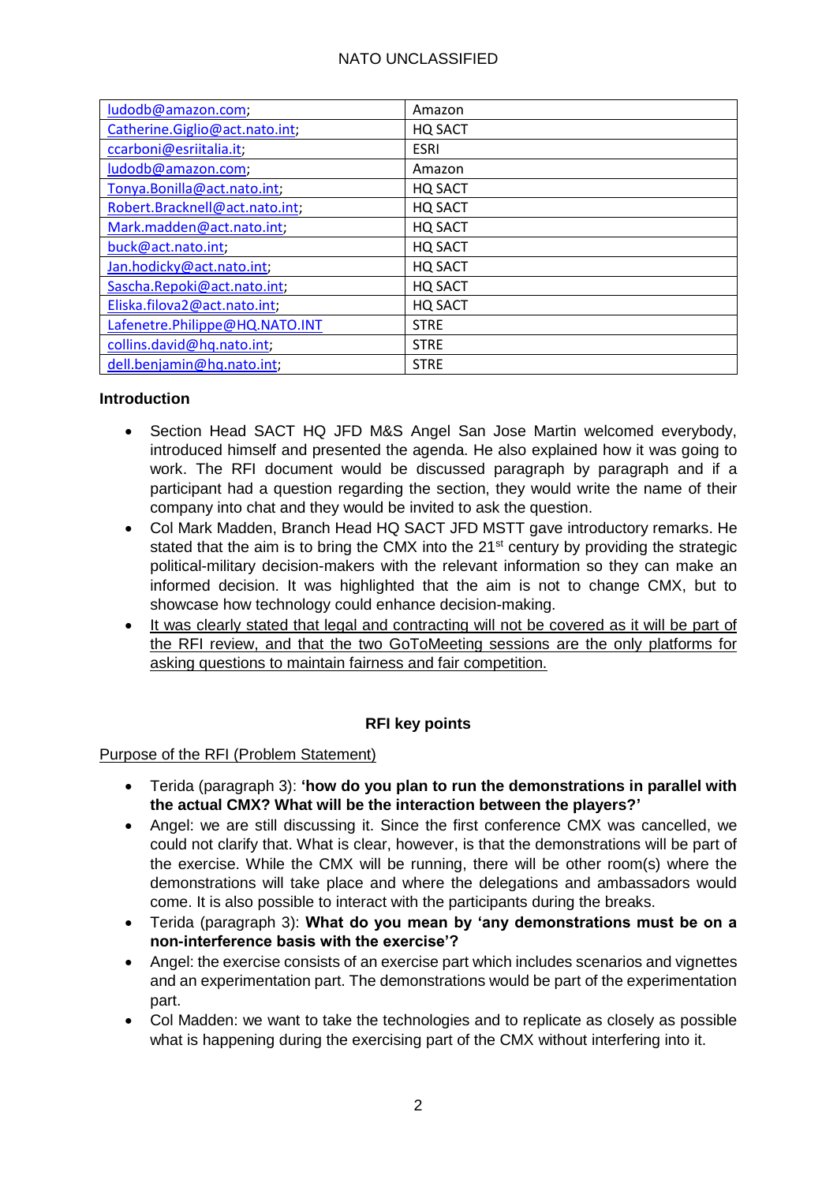| | |
|---|---|
| ludodb@amazon.com; | Amazon |
| Catherine.Giglio@act.nato.int; | HQ SACT |
| ccarboni@esriitalia.it; | ESRI |
| ludodb@amazon.com; | Amazon |
| Tonya.Bonilla@act.nato.int; | HQ SACT |
| Robert.Bracknell@act.nato.int; | HQ SACT |
| Mark.madden@act.nato.int; | HQ SACT |
| buck@act.nato.int; | HQ SACT |
| Jan.hodicky@act.nato.int; | HQ SACT |
| Sascha.Repoki@act.nato.int; | HQ SACT |
| Eliska.filova2@act.nato.int; | HQ SACT |
| Lafenetre.Philippe@HQ.NATO.INT | STRE |
| collins.david@hq.nato.int; | STRE |
| dell.benjamin@hq.nato.int; | STRE |

**Introduction**

- Section Head SACT HQ JFD M&S Angel San Jose Martin welcomed everybody, introduced himself and presented the agenda. He also explained how it was going to work. The RFI document would be discussed paragraph by paragraph and if a participant had a question regarding the section, they would write the name of their company into chat and they would be invited to ask the question.
- Col Mark Madden, Branch Head HQ SACT JFD MSTT gave introductory remarks. He stated that the aim is to bring the CMX into the 21st century by providing the strategic political-military decision-makers with the relevant information so they can make an informed decision. It was highlighted that the aim is not to change CMX, but to showcase how technology could enhance decision-making.
- It was clearly stated that legal and contracting will not be covered as it will be part of the RFI review, and that the two GoToMeeting sessions are the only platforms for asking questions to maintain fairness and fair competition.

**RFI key points**

Purpose of the RFI (Problem Statement)

- Terida (paragraph 3): **'how do you plan to run the demonstrations in parallel with the actual CMX? What will be the interaction between the players?'**
- Angel: we are still discussing it. Since the first conference CMX was cancelled, we could not clarify that. What is clear, however, is that the demonstrations will be part of the exercise. While the CMX will be running, there will be other room(s) where the demonstrations will take place and where the delegations and ambassadors would come. It is also possible to interact with the participants during the breaks.
- Terida (paragraph 3): **What do you mean by 'any demonstrations must be on a non-interference basis with the exercise'?**
- Angel: the exercise consists of an exercise part which includes scenarios and vignettes and an experimentation part. The demonstrations would be part of the experimentation part.
- Col Madden: we want to take the technologies and to replicate as closely as possible what is happening during the exercising part of the CMX without interfering into it.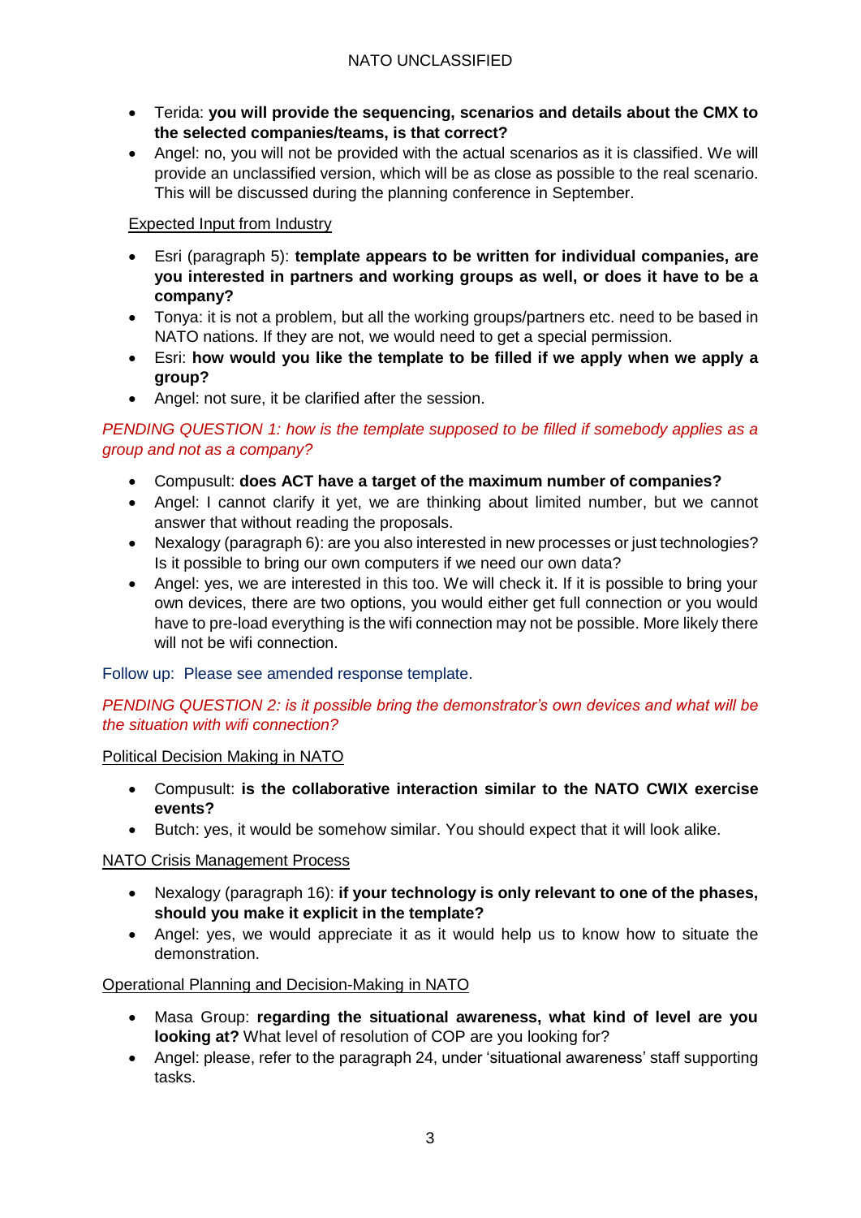- Terida: **you will provide the sequencing, scenarios and details about the CMX to the selected companies/teams, is that correct?**
- Angel: no, you will not be provided with the actual scenarios as it is classified. We will provide an unclassified version, which will be as close as possible to the real scenario. This will be discussed during the planning conference in September.

Expected Input from Industry

- Esri (paragraph 5): **template appears to be written for individual companies, are you interested in partners and working groups as well, or does it have to be a company?**
- Tonya: it is not a problem, but all the working groups/partners etc. need to be based in NATO nations. If they are not, we would need to get a special permission.
- Esri: **how would you like the template to be filled if we apply when we apply a group?**
- Angel: not sure, it be clarified after the session.

*PENDING QUESTION 1: how is the template supposed to be filled if somebody applies as a group and not as a company?*

- Compusult: **does ACT have a target of the maximum number of companies?**
- Angel: I cannot clarify it yet, we are thinking about limited number, but we cannot answer that without reading the proposals.
- Nexalogy (paragraph 6): are you also interested in new processes or just technologies? Is it possible to bring our own computers if we need our own data?
- Angel: yes, we are interested in this too. We will check it. If it is possible to bring your own devices, there are two options, you would either get full connection or you would have to pre-load everything is the wifi connection may not be possible. More likely there will not be wifi connection.

Follow up: Please see amended response template.

*PENDING QUESTION 2: is it possible bring the demonstrator's own devices and what will be the situation with wifi connection?*

Political Decision Making in NATO

- Compusult: **is the collaborative interaction similar to the NATO CWIX exercise events?**
- Butch: yes, it would be somehow similar. You should expect that it will look alike.

NATO Crisis Management Process

- Nexalogy (paragraph 16): **if your technology is only relevant to one of the phases, should you make it explicit in the template?**
- Angel: yes, we would appreciate it as it would help us to know how to situate the demonstration.

Operational Planning and Decision-Making in NATO

- Masa Group: **regarding the situational awareness, what kind of level are you looking at?** What level of resolution of COP are you looking for?
- Angel: please, refer to the paragraph 24, under 'situational awareness' staff supporting tasks.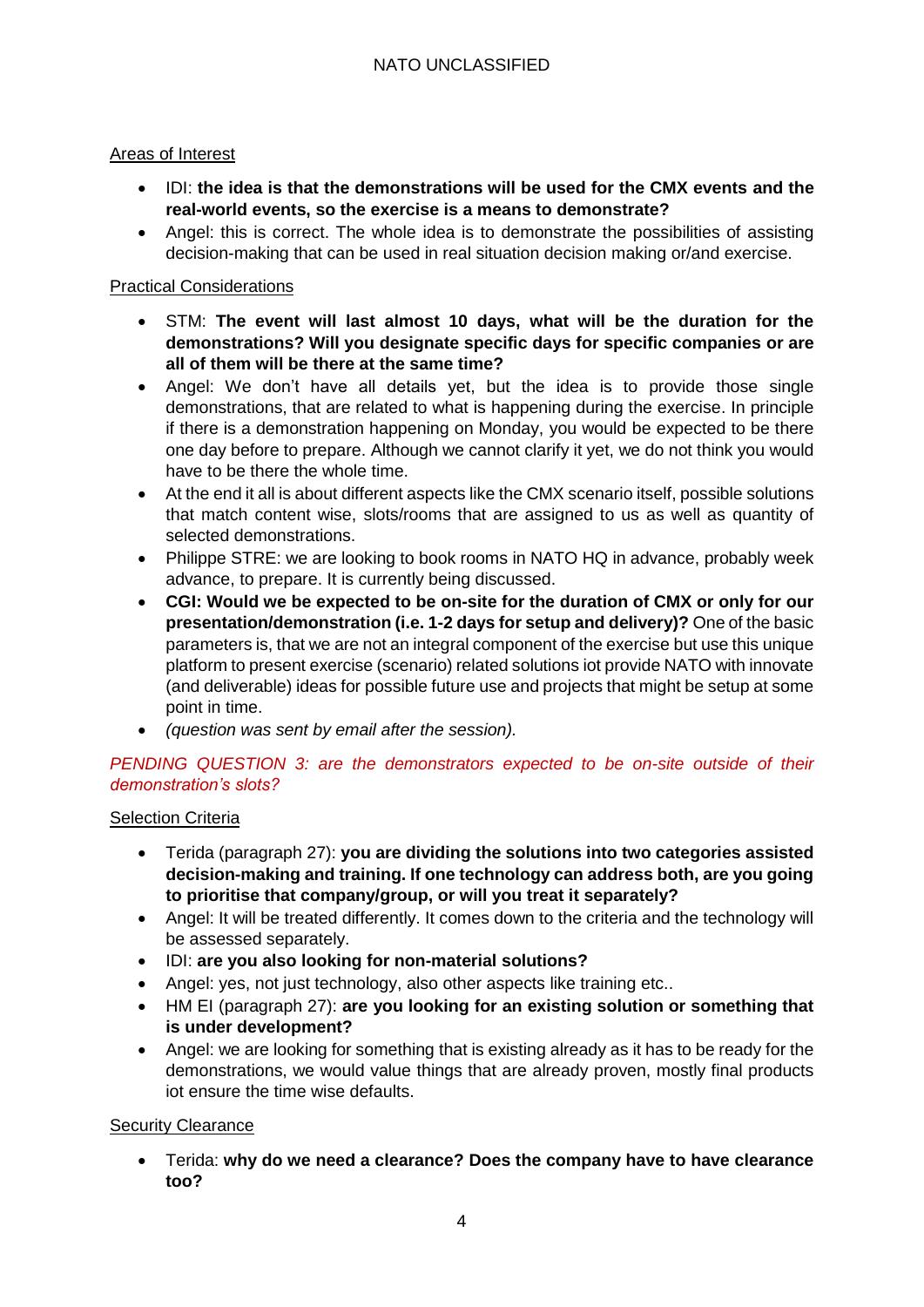Areas of Interest

- IDI: **the idea is that the demonstrations will be used for the CMX events and the real-world events, so the exercise is a means to demonstrate?**
- Angel: this is correct. The whole idea is to demonstrate the possibilities of assisting decision-making that can be used in real situation decision making or/and exercise.

Practical Considerations

- STM: **The event will last almost 10 days, what will be the duration for the demonstrations? Will you designate specific days for specific companies or are all of them will be there at the same time?**
- Angel: We don't have all details yet, but the idea is to provide those single demonstrations, that are related to what is happening during the exercise. In principle if there is a demonstration happening on Monday, you would be expected to be there one day before to prepare. Although we cannot clarify it yet, we do not think you would have to be there the whole time.
- At the end it all is about different aspects like the CMX scenario itself, possible solutions that match content wise, slots/rooms that are assigned to us as well as quantity of selected demonstrations.
- Philippe STRE: we are looking to book rooms in NATO HQ in advance, probably week advance, to prepare. It is currently being discussed.
- **CGI: Would we be expected to be on-site for the duration of CMX or only for our presentation/demonstration (i.e. 1-2 days for setup and delivery)?** One of the basic parameters is, that we are not an integral component of the exercise but use this unique platform to present exercise (scenario) related solutions iot provide NATO with innovate (and deliverable) ideas for possible future use and projects that might be setup at some point in time.
- *(question was sent by email after the session).*

*PENDING QUESTION 3: are the demonstrators expected to be on-site outside of their demonstration's slots?*

Selection Criteria

- Terida (paragraph 27): **you are dividing the solutions into two categories assisted decision-making and training. If one technology can address both, are you going to prioritise that company/group, or will you treat it separately?**
- Angel: It will be treated differently. It comes down to the criteria and the technology will be assessed separately.
- IDI: **are you also looking for non-material solutions?**
- Angel: yes, not just technology, also other aspects like training etc..
- HM EI (paragraph 27): **are you looking for an existing solution or something that is under development?**
- Angel: we are looking for something that is existing already as it has to be ready for the demonstrations, we would value things that are already proven, mostly final products iot ensure the time wise defaults.

Security Clearance

- Terida: **why do we need a clearance? Does the company have to have clearance too?**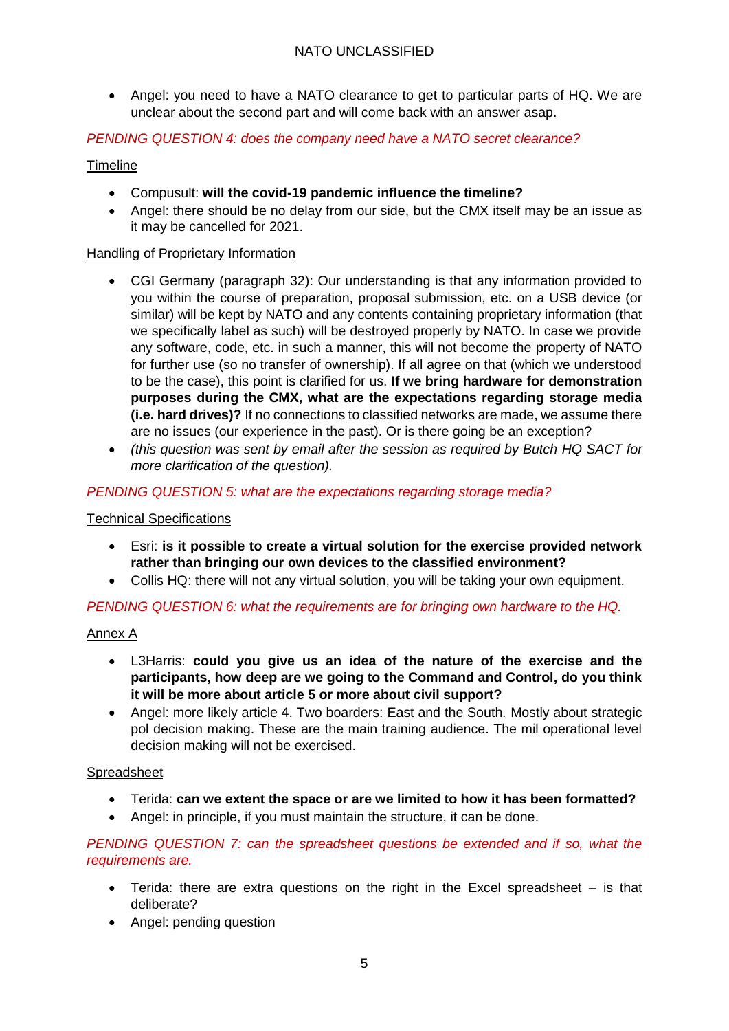- Angel: you need to have a NATO clearance to get to particular parts of HQ. We are unclear about the second part and will come back with an answer asap.

*PENDING QUESTION 4: does the company need have a NATO secret clearance?*

Timeline

- Compusult: **will the covid-19 pandemic influence the timeline?**
- Angel: there should be no delay from our side, but the CMX itself may be an issue as it may be cancelled for 2021.

Handling of Proprietary Information

- CGI Germany (paragraph 32): Our understanding is that any information provided to you within the course of preparation, proposal submission, etc. on a USB device (or similar) will be kept by NATO and any contents containing proprietary information (that we specifically label as such) will be destroyed properly by NATO. In case we provide any software, code, etc. in such a manner, this will not become the property of NATO for further use (so no transfer of ownership). If all agree on that (which we understood to be the case), this point is clarified for us. **If we bring hardware for demonstration purposes during the CMX, what are the expectations regarding storage media (i.e. hard drives)?** If no connections to classified networks are made, we assume there are no issues (our experience in the past). Or is there going be an exception?
- *(this question was sent by email after the session as required by Butch HQ SACT for more clarification of the question).*

*PENDING QUESTION 5: what are the expectations regarding storage media?*

Technical Specifications

- Esri: **is it possible to create a virtual solution for the exercise provided network rather than bringing our own devices to the classified environment?**
- Collis HQ: there will not any virtual solution, you will be taking your own equipment.

*PENDING QUESTION 6: what the requirements are for bringing own hardware to the HQ.*

Annex A

- L3Harris: **could you give us an idea of the nature of the exercise and the participants, how deep are we going to the Command and Control, do you think it will be more about article 5 or more about civil support?**
- Angel: more likely article 4. Two boarders: East and the South. Mostly about strategic pol decision making. These are the main training audience. The mil operational level decision making will not be exercised.

Spreadsheet

- Terida: **can we extent the space or are we limited to how it has been formatted?**
- Angel: in principle, if you must maintain the structure, it can be done.

*PENDING QUESTION 7: can the spreadsheet questions be extended and if so, what the requirements are.*

- Terida: there are extra questions on the right in the Excel spreadsheet – is that deliberate?
- Angel: pending question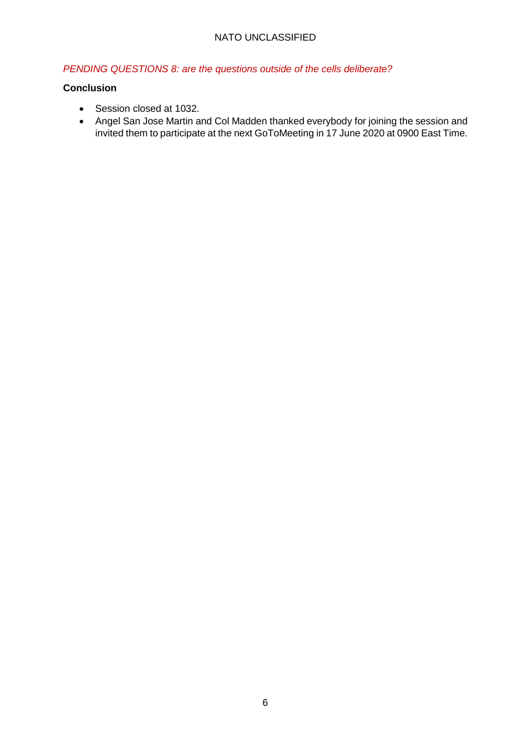*PENDING QUESTIONS 8: are the questions outside of the cells deliberate?*

**Conclusion**

- Session closed at 1032.
- Angel San Jose Martin and Col Madden thanked everybody for joining the session and invited them to participate at the next GoToMeeting in 17 June 2020 at 0900 East Time.